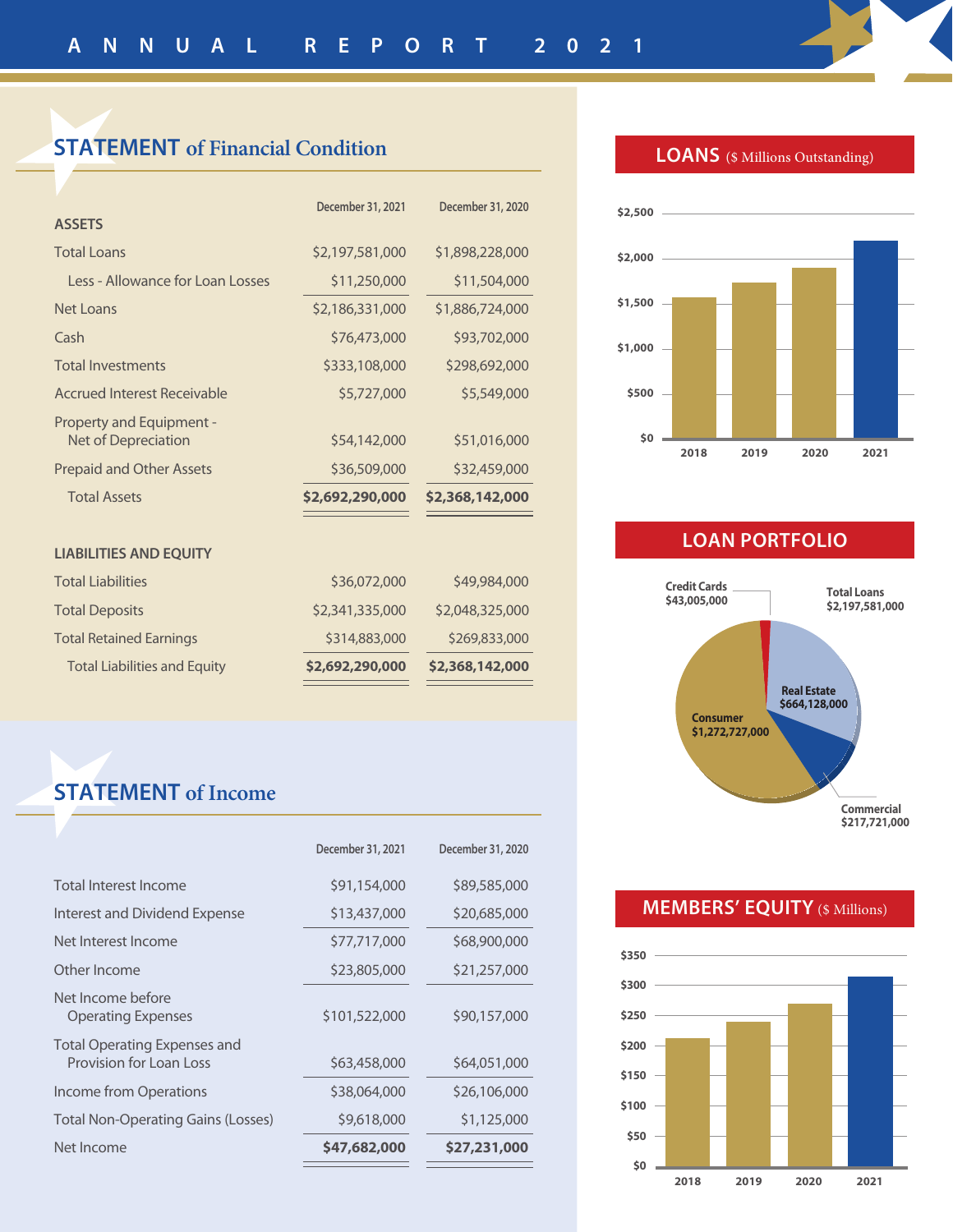# ANNUAL REPORT 2021

## STATEMENT of Financial Condition

| ASSETS | December 31, 2021 | December 31, 2020 |
|---|---|---|
| Total Loans | $2,197,581,000 | $1,898,228,000 |
| Less - Allowance for Loan Losses | $11,250,000 | $11,504,000 |
| Net Loans | $2,186,331,000 | $1,886,724,000 |
| Cash | $76,473,000 | $93,702,000 |
| Total Investments | $333,108,000 | $298,692,000 |
| Accrued Interest Receivable | $5,727,000 | $5,549,000 |
| Property and Equipment - Net of Depreciation | $54,142,000 | $51,016,000 |
| Prepaid and Other Assets | $36,509,000 | $32,459,000 |
| Total Assets | **$2,692,290,000** | **$2,368,142,000** |

| LIABILITIES AND EQUITY | December 31, 2021 | December 31, 2020 |
|---|---|---|
| Total Liabilities | $36,072,000 | $49,984,000 |
| Total Deposits | $2,341,335,000 | $2,048,325,000 |
| Total Retained Earnings | $314,883,000 | $269,833,000 |
| Total Liabilities and Equity | **$2,692,290,000** | **$2,368,142,000** |

## STATEMENT of Income

| | December 31, 2021 | December 31, 2020 |
|---|---|---|
| Total Interest Income | $91,154,000 | $89,585,000 |
| Interest and Dividend Expense | $13,437,000 | $20,685,000 |
| Net Interest Income | $77,717,000 | $68,900,000 |
| Other Income | $23,805,000 | $21,257,000 |
| Net Income before Operating Expenses | $101,522,000 | $90,157,000 |
| Total Operating Expenses and Provision for Loan Loss | $63,458,000 | $64,051,000 |
| Income from Operations | $38,064,000 | $26,106,000 |
| Total Non-Operating Gains (Losses) | $9,618,000 | $1,125,000 |
| Net Income | **$47,682,000** | **$27,231,000** |

## LOANS ($ Millions Outstanding)

Years: 2018, 2019, 2020, 2021 (axis $0 – $2,500)

## LOAN PORTFOLIO

- Total Loans $2,197,581,000
- Credit Cards $43,005,000
- Real Estate $664,128,000
- Consumer $1,272,727,000
- Commercial $217,721,000

## MEMBERS' EQUITY ($ Millions)

Years: 2018, 2019, 2020, 2021 (axis $0 – $350)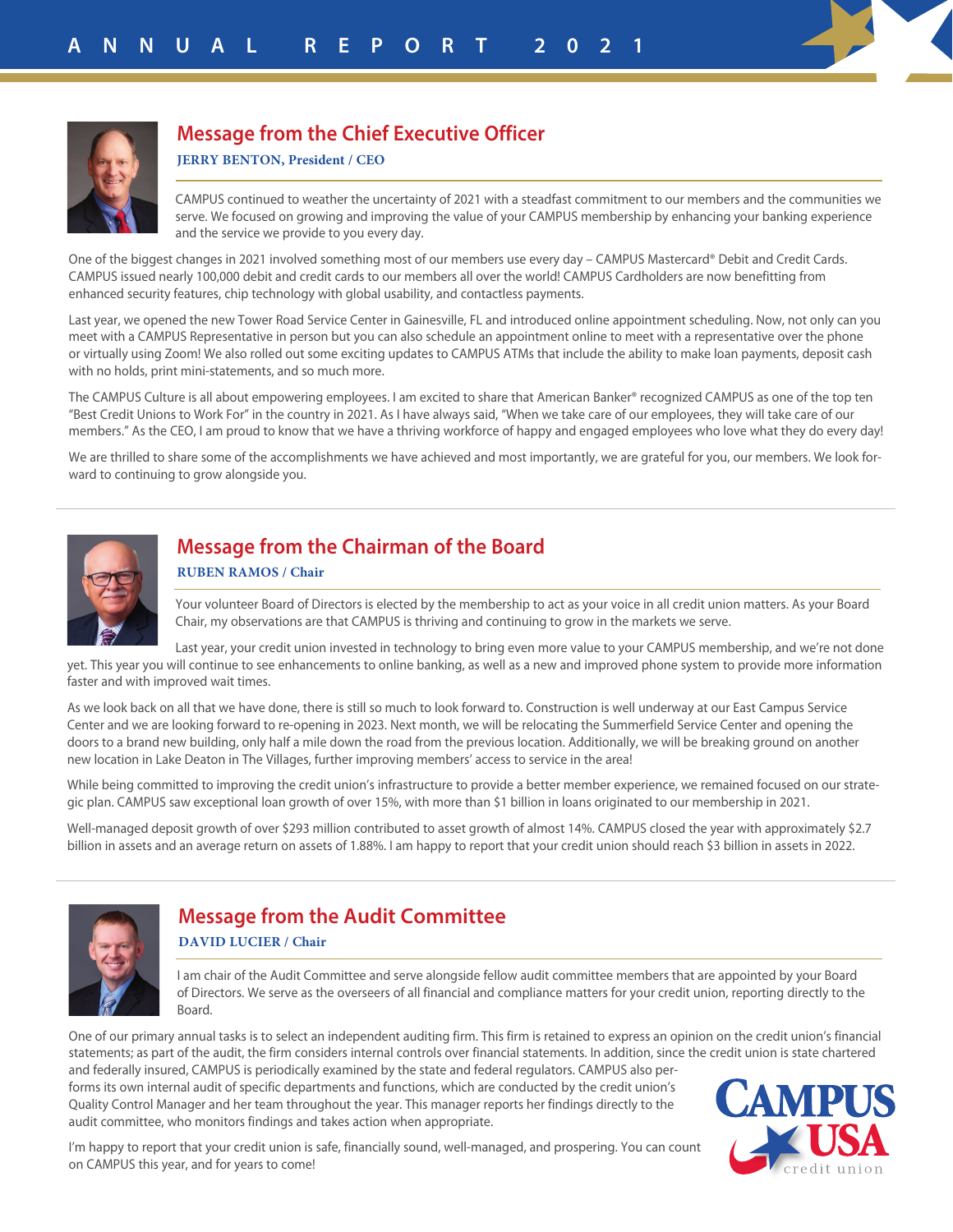# ANNUAL REPORT 2021

## Message from the Chief Executive Officer

**JERRY BENTON, President / CEO**

CAMPUS continued to weather the uncertainty of 2021 with a steadfast commitment to our members and the communities we serve. We focused on growing and improving the value of your CAMPUS membership by enhancing your banking experience and the service we provide to you every day.

One of the biggest changes in 2021 involved something most of our members use every day – CAMPUS Mastercard® Debit and Credit Cards. CAMPUS issued nearly 100,000 debit and credit cards to our members all over the world! CAMPUS Cardholders are now benefitting from enhanced security features, chip technology with global usability, and contactless payments.

Last year, we opened the new Tower Road Service Center in Gainesville, FL and introduced online appointment scheduling. Now, not only can you meet with a CAMPUS Representative in person but you can also schedule an appointment online to meet with a representative over the phone or virtually using Zoom! We also rolled out some exciting updates to CAMPUS ATMs that include the ability to make loan payments, deposit cash with no holds, print mini-statements, and so much more.

The CAMPUS Culture is all about empowering employees. I am excited to share that American Banker® recognized CAMPUS as one of the top ten "Best Credit Unions to Work For" in the country in 2021. As I have always said, "When we take care of our employees, they will take care of our members." As the CEO, I am proud to know that we have a thriving workforce of happy and engaged employees who love what they do every day!

We are thrilled to share some of the accomplishments we have achieved and most importantly, we are grateful for you, our members. We look forward to continuing to grow alongside you.

## Message from the Chairman of the Board

**RUBEN RAMOS / Chair**

Your volunteer Board of Directors is elected by the membership to act as your voice in all credit union matters. As your Board Chair, my observations are that CAMPUS is thriving and continuing to grow in the markets we serve.

Last year, your credit union invested in technology to bring even more value to your CAMPUS membership, and we're not done yet. This year you will continue to see enhancements to online banking, as well as a new and improved phone system to provide more information faster and with improved wait times.

As we look back on all that we have done, there is still so much to look forward to. Construction is well underway at our East Campus Service Center and we are looking forward to re-opening in 2023. Next month, we will be relocating the Summerfield Service Center and opening the doors to a brand new building, only half a mile down the road from the previous location. Additionally, we will be breaking ground on another new location in Lake Deaton in The Villages, further improving members' access to service in the area!

While being committed to improving the credit union's infrastructure to provide a better member experience, we remained focused on our strategic plan. CAMPUS saw exceptional loan growth of over 15%, with more than $1 billion in loans originated to our membership in 2021.

Well-managed deposit growth of over $293 million contributed to asset growth of almost 14%. CAMPUS closed the year with approximately $2.7 billion in assets and an average return on assets of 1.88%. I am happy to report that your credit union should reach $3 billion in assets in 2022.

## Message from the Audit Committee

**DAVID LUCIER / Chair**

I am chair of the Audit Committee and serve alongside fellow audit committee members that are appointed by your Board of Directors. We serve as the overseers of all financial and compliance matters for your credit union, reporting directly to the Board.

One of our primary annual tasks is to select an independent auditing firm. This firm is retained to express an opinion on the credit union's financial statements; as part of the audit, the firm considers internal controls over financial statements. In addition, since the credit union is state chartered and federally insured, CAMPUS is periodically examined by the state and federal regulators. CAMPUS also performs its own internal audit of specific departments and functions, which are conducted by the credit union's Quality Control Manager and her team throughout the year. This manager reports her findings directly to the audit committee, who monitors findings and takes action when appropriate.

I'm happy to report that your credit union is safe, financially sound, well-managed, and prospering. You can count on CAMPUS this year, and for years to come!

CAMPUS USA credit union